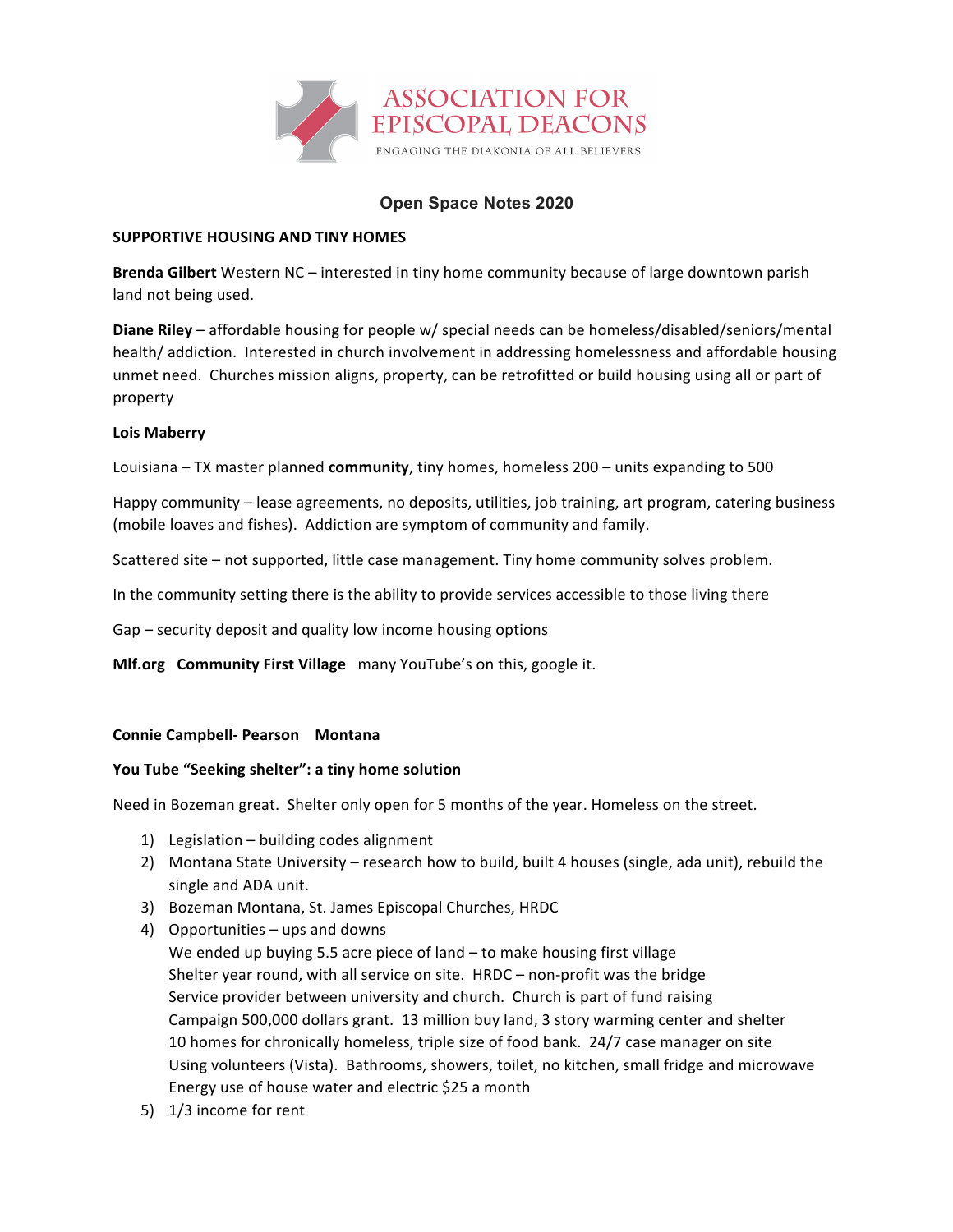**ASSOCIATION FOR EPISCOPAL DEACONS**

ENGAGING THE DIAKONIA OF ALL BELIEVERS

# Open Space Notes 2020

## SUPPORTIVE HOUSING AND TINY HOMES

**Brenda Gilbert** Western NC – interested in tiny home community because of large downtown parish land not being used.

**Diane Riley** – affordable housing for people w/ special needs can be homeless/disabled/seniors/mental health/ addiction. Interested in church involvement in addressing homelessness and affordable housing unmet need. Churches mission aligns, property, can be retrofitted or build housing using all or part of property

**Lois Maberry**

Louisiana – TX master planned **community**, tiny homes, homeless 200 – units expanding to 500

Happy community – lease agreements, no deposits, utilities, job training, art program, catering business (mobile loaves and fishes). Addiction are symptom of community and family.

Scattered site – not supported, little case management. Tiny home community solves problem.

In the community setting there is the ability to provide services accessible to those living there

Gap – security deposit and quality low income housing options

**Mlf.org Community First Village** many YouTube's on this, google it.

**Connie Campbell- Pearson Montana**

**You Tube "Seeking shelter": a tiny home solution**

Need in Bozeman great. Shelter only open for 5 months of the year. Homeless on the street.

1) Legislation – building codes alignment
2) Montana State University – research how to build, built 4 houses (single, ada unit), rebuild the single and ADA unit.
3) Bozeman Montana, St. James Episcopal Churches, HRDC
4) Opportunities – ups and downs
   We ended up buying 5.5 acre piece of land – to make housing first village
   Shelter year round, with all service on site. HRDC – non-profit was the bridge
   Service provider between university and church. Church is part of fund raising
   Campaign 500,000 dollars grant. 13 million buy land, 3 story warming center and shelter
   10 homes for chronically homeless, triple size of food bank. 24/7 case manager on site
   Using volunteers (Vista). Bathrooms, showers, toilet, no kitchen, small fridge and microwave
   Energy use of house water and electric $25 a month
5) 1/3 income for rent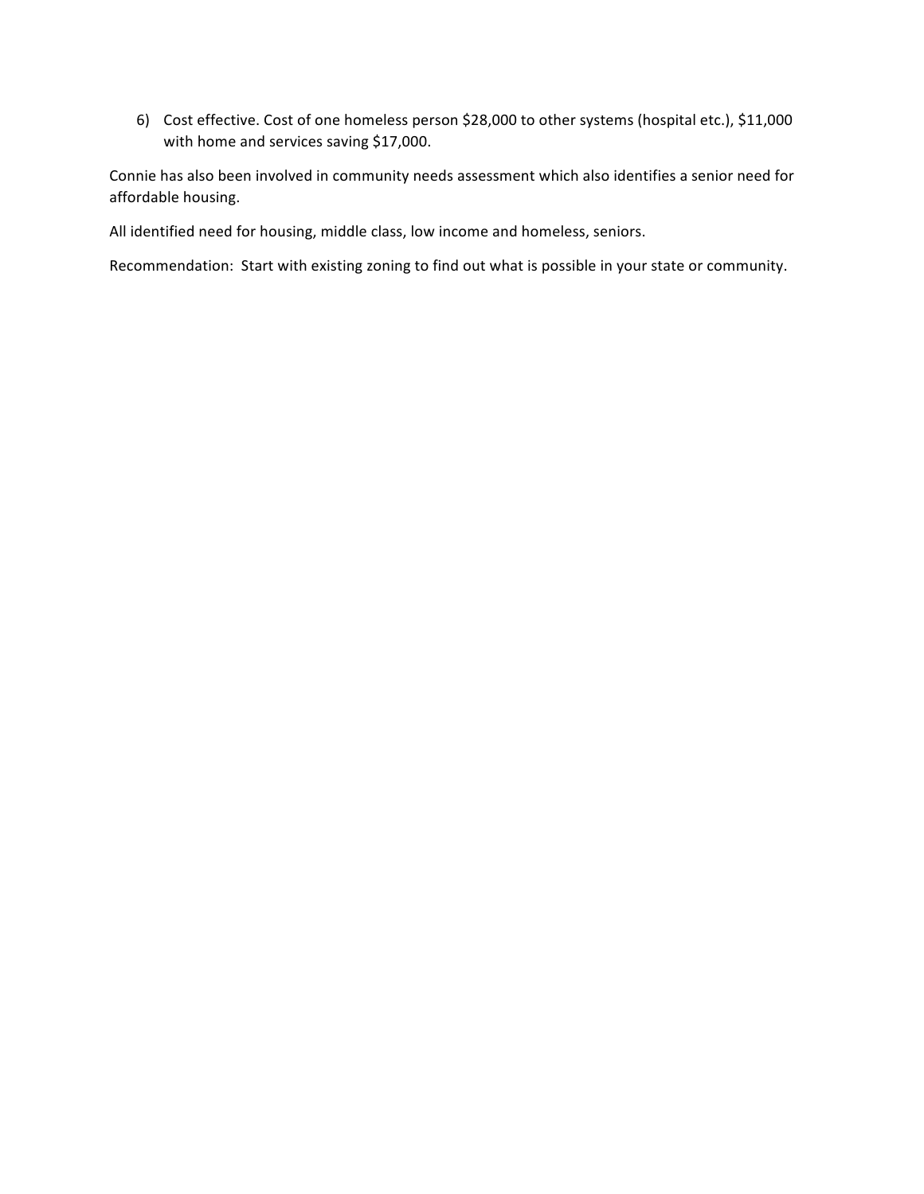6) Cost effective. Cost of one homeless person $28,000 to other systems (hospital etc.), $11,000 with home and services saving $17,000.

Connie has also been involved in community needs assessment which also identifies a senior need for affordable housing.

All identified need for housing, middle class, low income and homeless, seniors.

Recommendation: Start with existing zoning to find out what is possible in your state or community.